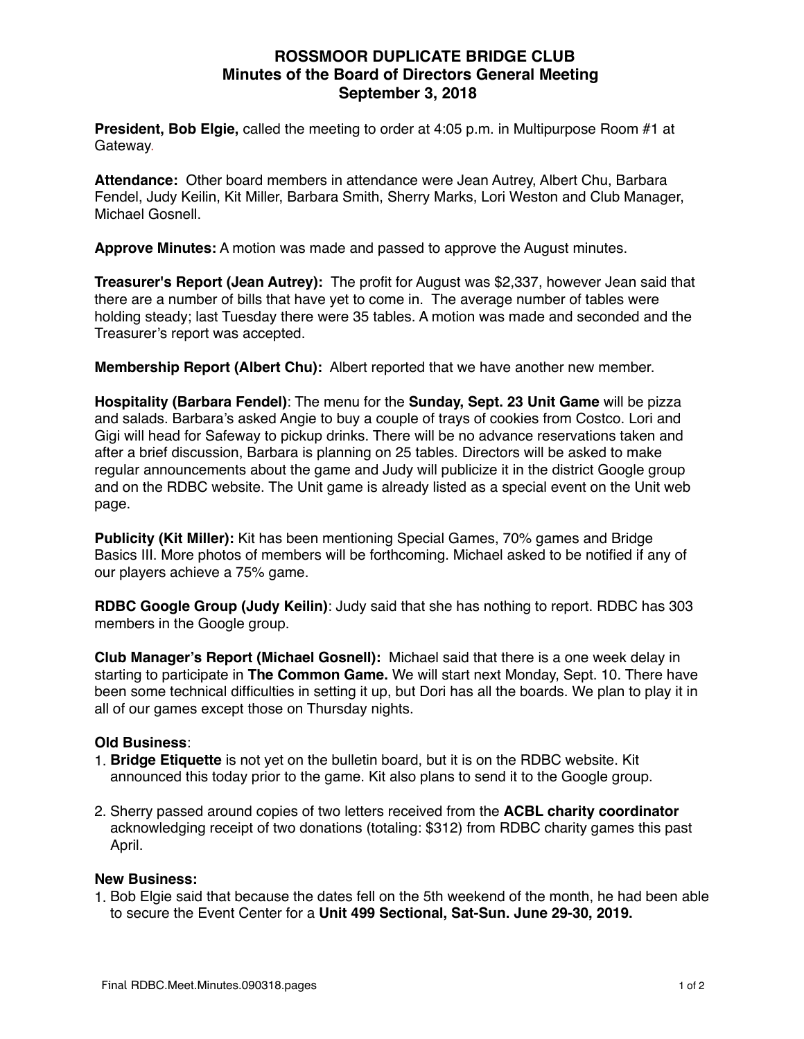# ROSSMOOR DUPLICATE BRIDGE CLUB
## Minutes of the Board of Directors General Meeting
## September 3, 2018

**President, Bob Elgie,** called the meeting to order at 4:05 p.m. in Multipurpose Room #1 at Gateway.

**Attendance:** Other board members in attendance were Jean Autrey, Albert Chu, Barbara Fendel, Judy Keilin, Kit Miller, Barbara Smith, Sherry Marks, Lori Weston and Club Manager, Michael Gosnell.

**Approve Minutes:** A motion was made and passed to approve the August minutes.

**Treasurer's Report (Jean Autrey):** The profit for August was $2,337, however Jean said that there are a number of bills that have yet to come in. The average number of tables were holding steady; last Tuesday there were 35 tables. A motion was made and seconded and the Treasurer's report was accepted.

**Membership Report (Albert Chu):** Albert reported that we have another new member.

**Hospitality (Barbara Fendel)**: The menu for the **Sunday, Sept. 23 Unit Game** will be pizza and salads. Barbara's asked Angie to buy a couple of trays of cookies from Costco. Lori and Gigi will head for Safeway to pickup drinks. There will be no advance reservations taken and after a brief discussion, Barbara is planning on 25 tables. Directors will be asked to make regular announcements about the game and Judy will publicize it in the district Google group and on the RDBC website. The Unit game is already listed as a special event on the Unit web page.

**Publicity (Kit Miller):** Kit has been mentioning Special Games, 70% games and Bridge Basics III. More photos of members will be forthcoming. Michael asked to be notified if any of our players achieve a 75% game.

**RDBC Google Group (Judy Keilin)**: Judy said that she has nothing to report. RDBC has 303 members in the Google group.

**Club Manager's Report (Michael Gosnell):** Michael said that there is a one week delay in starting to participate in **The Common Game.** We will start next Monday, Sept. 10. There have been some technical difficulties in setting it up, but Dori has all the boards. We plan to play it in all of our games except those on Thursday nights.

**Old Business**:

1. **Bridge Etiquette** is not yet on the bulletin board, but it is on the RDBC website. Kit announced this today prior to the game. Kit also plans to send it to the Google group.

2. Sherry passed around copies of two letters received from the **ACBL charity coordinator** acknowledging receipt of two donations (totaling: $312) from RDBC charity games this past April.

**New Business:**

1. Bob Elgie said that because the dates fell on the 5th weekend of the month, he had been able to secure the Event Center for a **Unit 499 Sectional, Sat-Sun. June 29-30, 2019.**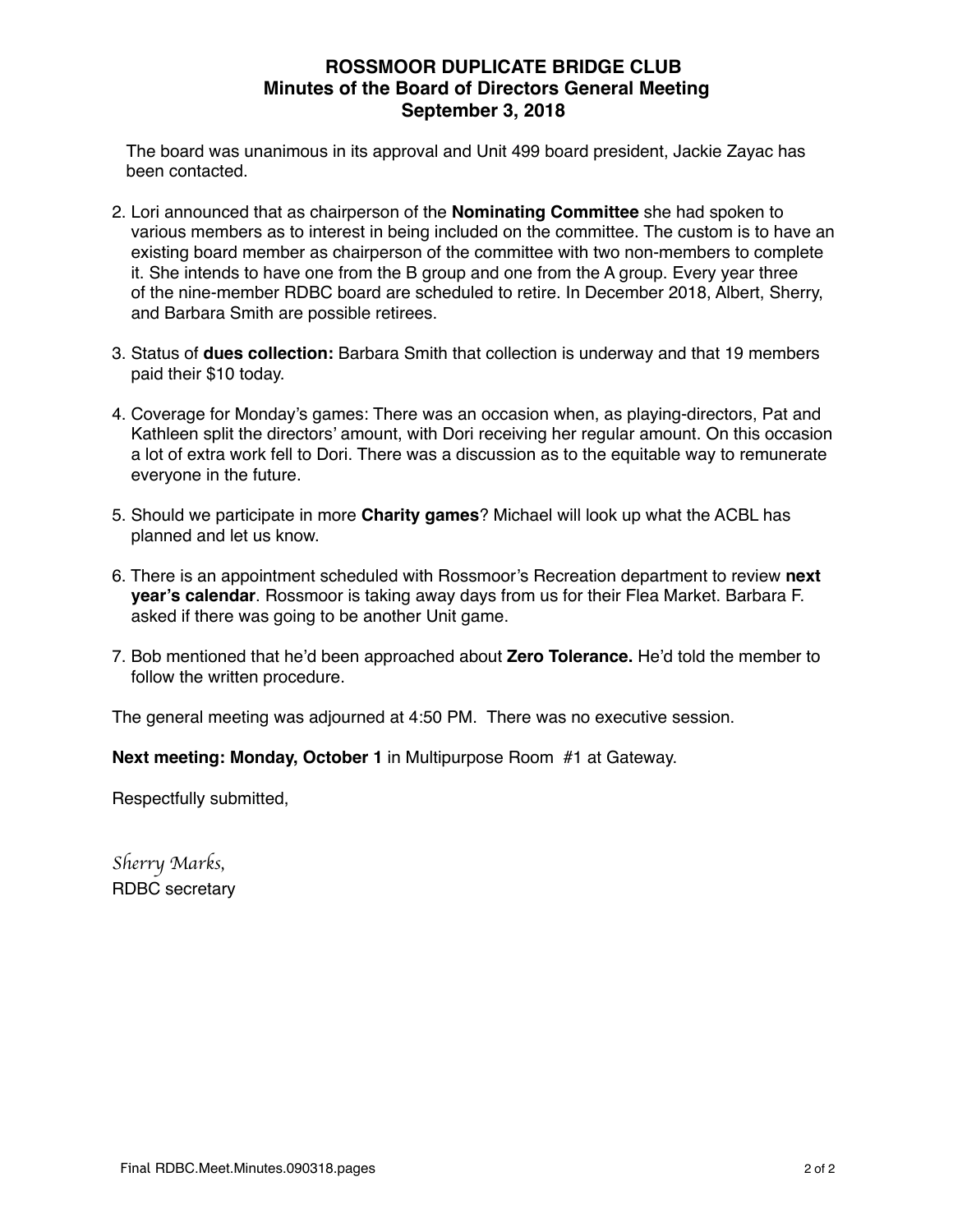# ROSSMOOR DUPLICATE BRIDGE CLUB
## Minutes of the Board of Directors General Meeting
## September 3, 2018

The board was unanimous in its approval and Unit 499 board president, Jackie Zayac has been contacted.

2. Lori announced that as chairperson of the **Nominating Committee** she had spoken to various members as to interest in being included on the committee. The custom is to have an existing board member as chairperson of the committee with two non-members to complete it. She intends to have one from the B group and one from the A group. Every year three of the nine-member RDBC board are scheduled to retire. In December 2018, Albert, Sherry, and Barbara Smith are possible retirees.

3. Status of **dues collection:** Barbara Smith that collection is underway and that 19 members paid their $10 today.

4. Coverage for Monday's games: There was an occasion when, as playing-directors, Pat and Kathleen split the directors' amount, with Dori receiving her regular amount. On this occasion a lot of extra work fell to Dori. There was a discussion as to the equitable way to remunerate everyone in the future.

5. Should we participate in more **Charity games**? Michael will look up what the ACBL has planned and let us know.

6. There is an appointment scheduled with Rossmoor's Recreation department to review **next year's calendar**. Rossmoor is taking away days from us for their Flea Market. Barbara F. asked if there was going to be another Unit game.

7. Bob mentioned that he'd been approached about **Zero Tolerance.** He'd told the member to follow the written procedure.

The general meeting was adjourned at 4:50 PM. There was no executive session.

**Next meeting: Monday, October 1** in Multipurpose Room #1 at Gateway.

Respectfully submitted,

*Sherry Marks,*
RDBC secretary